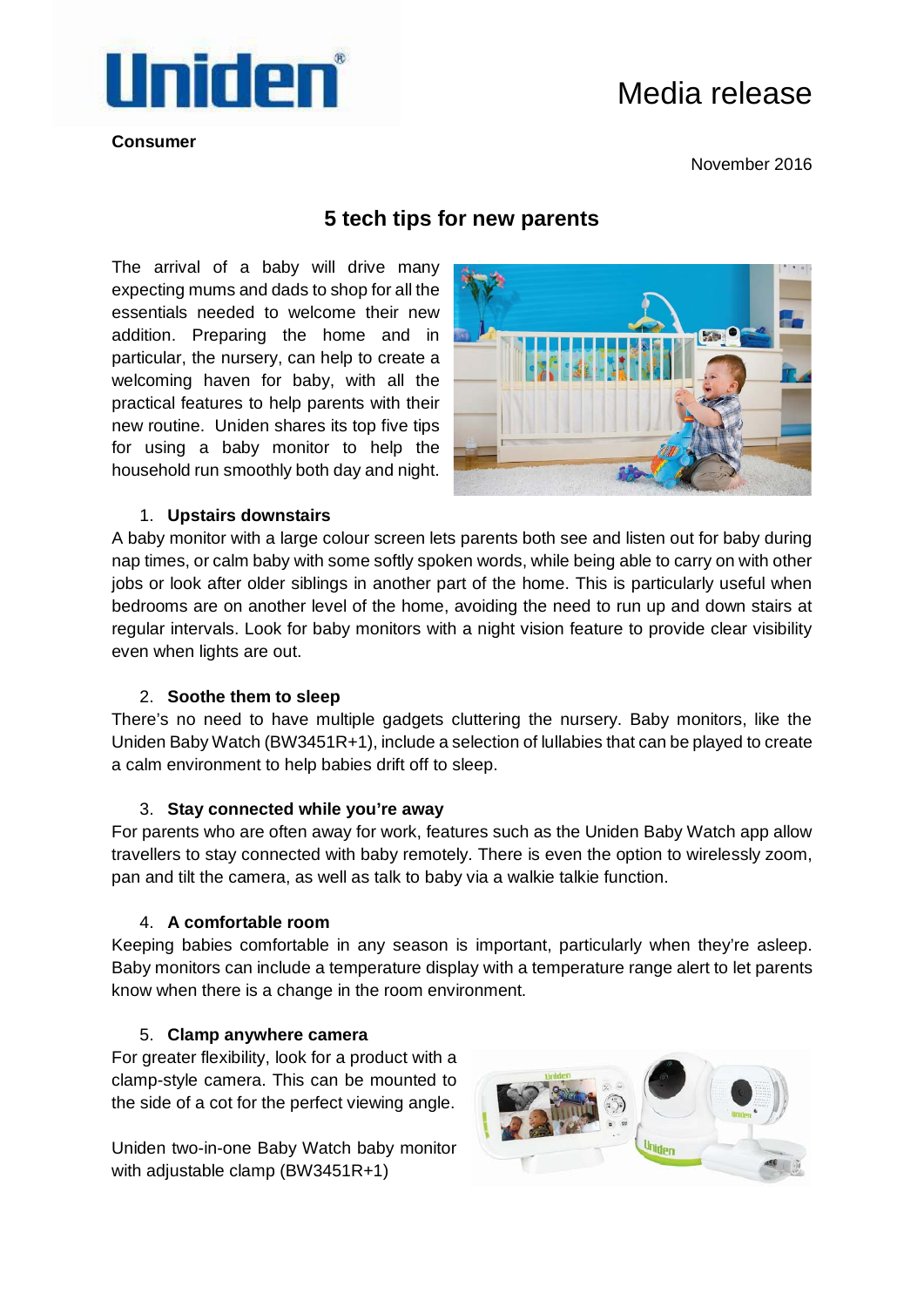Uniden

**Consumer**

# Media release

November 2016

## 5 tech tips for new parents

The arrival of a baby will drive many expecting mums and dads to shop for all the essentials needed to welcome their new addition. Preparing the home and in particular, the nursery, can help to create a welcoming haven for baby, with all the practical features to help parents with their new routine. Uniden shares its top five tips for using a baby monitor to help the household run smoothly both day and night.

1. **Upstairs downstairs**

A baby monitor with a large colour screen lets parents both see and listen out for baby during nap times, or calm baby with some softly spoken words, while being able to carry on with other jobs or look after older siblings in another part of the home. This is particularly useful when bedrooms are on another level of the home, avoiding the need to run up and down stairs at regular intervals. Look for baby monitors with a night vision feature to provide clear visibility even when lights are out.

2. **Soothe them to sleep**

There's no need to have multiple gadgets cluttering the nursery. Baby monitors, like the Uniden Baby Watch (BW3451R+1), include a selection of lullabies that can be played to create a calm environment to help babies drift off to sleep.

3. **Stay connected while you're away**

For parents who are often away for work, features such as the Uniden Baby Watch app allow travellers to stay connected with baby remotely. There is even the option to wirelessly zoom, pan and tilt the camera, as well as talk to baby via a walkie talkie function.

4. **A comfortable room**

Keeping babies comfortable in any season is important, particularly when they're asleep. Baby monitors can include a temperature display with a temperature range alert to let parents know when there is a change in the room environment.

5. **Clamp anywhere camera**

For greater flexibility, look for a product with a clamp-style camera. This can be mounted to the side of a cot for the perfect viewing angle.

Uniden two-in-one Baby Watch baby monitor with adjustable clamp (BW3451R+1)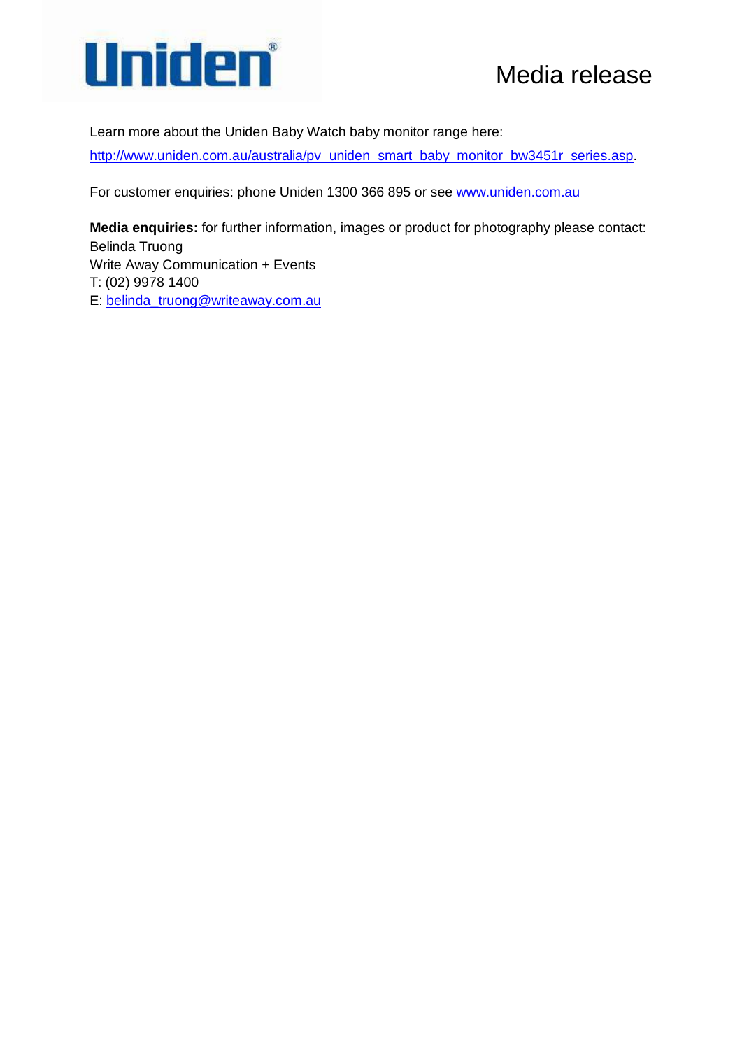Learn more about the Uniden Baby Watch baby monitor range here:

http://www.uniden.com.au/australia/pv_uniden_smart_baby_monitor_bw3451r_series.asp.

For customer enquiries: phone Uniden 1300 366 895 or see www.uniden.com.au

**Media enquiries:** for further information, images or product for photography please contact:
Belinda Truong
Write Away Communication + Events
T: (02) 9978 1400
E: belinda_truong@writeaway.com.au